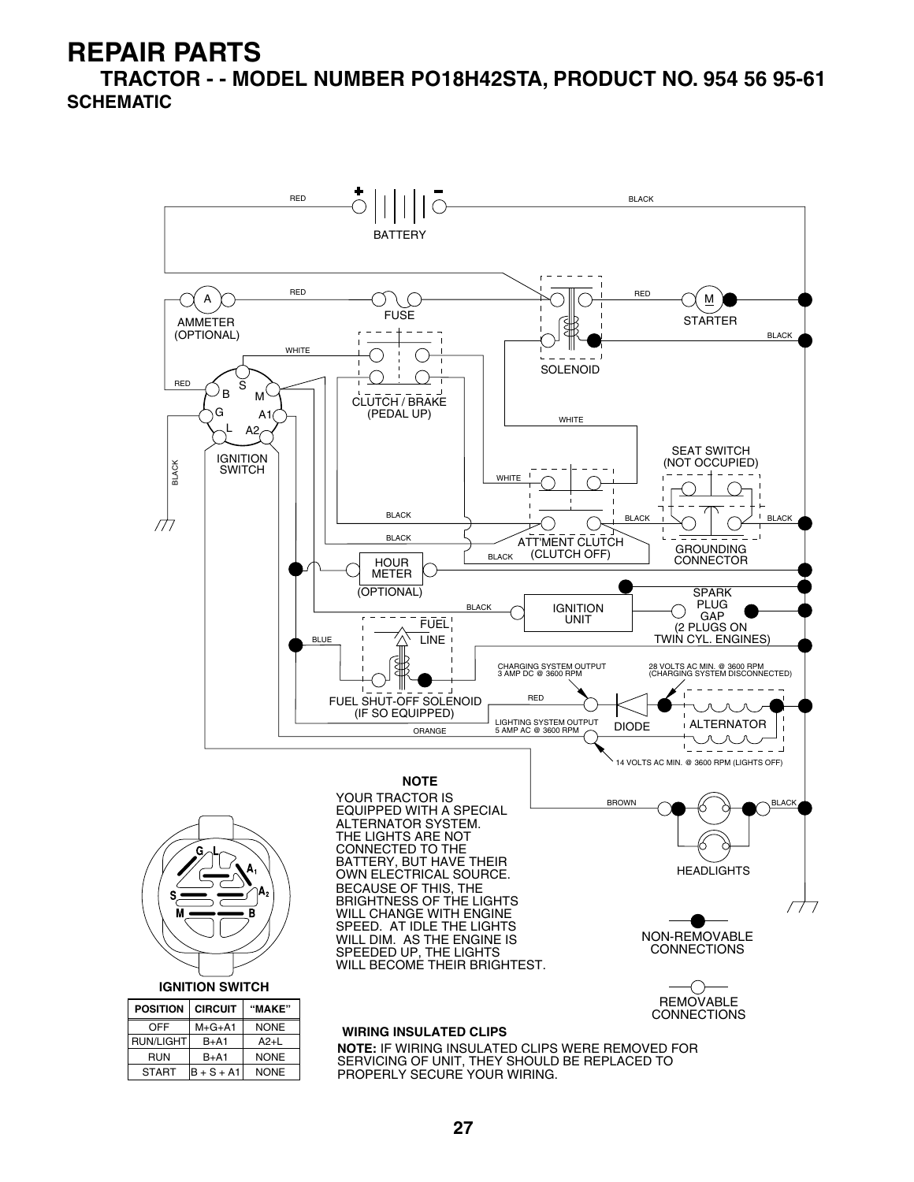# REPAIR PARTS

## TRACTOR - - MODEL NUMBER PO18H42STA, PRODUCT NO. 954 56 95-61

### SCHEMATIC

RED BLACK

BATTERY

RED RED

AMMETER (OPTIONAL) FUSE STARTER

WHITE BLACK

SOLENOID

RED

CLUTCH / BRAKE (PEDAL UP)

IGNITION SWITCH

WHITE

SEAT SWITCH (NOT OCCUPIED)

WHITE

BLACK BLACK BLACK

BLACK ATT'MENT CLUTCH (CLUTCH OFF) GROUNDING CONNECTOR

BLACK

HOUR METER (OPTIONAL)

SPARK PLUG GAP (2 PLUGS ON TWIN CYL. ENGINES)

BLACK IGNITION UNIT

BLUE FUEL LINE

CHARGING SYSTEM OUTPUT 3 AMP DC @ 3600 RPM

28 VOLTS AC MIN. @ 3600 RPM (CHARGING SYSTEM DISCONNECTED)

FUEL SHUT-OFF SOLENOID (IF SO EQUIPPED)

RED

LIGHTING SYSTEM OUTPUT 5 AMP AC @ 3600 RPM

DIODE ALTERNATOR

ORANGE

14 VOLTS AC MIN. @ 3600 RPM (LIGHTS OFF)

BROWN BLACK

HEADLIGHTS

**NOTE**

YOUR TRACTOR IS EQUIPPED WITH A SPECIAL ALTERNATOR SYSTEM. THE LIGHTS ARE NOT CONNECTED TO THE BATTERY, BUT HAVE THEIR OWN ELECTRICAL SOURCE. BECAUSE OF THIS, THE BRIGHTNESS OF THE LIGHTS WILL CHANGE WITH ENGINE SPEED. AT IDLE THE LIGHTS WILL DIM. AS THE ENGINE IS SPEEDED UP, THE LIGHTS WILL BECOME THEIR BRIGHTEST.

NON-REMOVABLE CONNECTIONS

REMOVABLE CONNECTIONS

**IGNITION SWITCH**

| POSITION | CIRCUIT | "MAKE" |
|---|---|---|
| OFF | M+G+A1 | NONE |
| RUN/LIGHT | B+A1 | A2+L |
| RUN | B+A1 | NONE |
| START | B + S + A1 | NONE |

**WIRING INSULATED CLIPS**

**NOTE:** IF WIRING INSULATED CLIPS WERE REMOVED FOR SERVICING OF UNIT, THEY SHOULD BE REPLACED TO PROPERLY SECURE YOUR WIRING.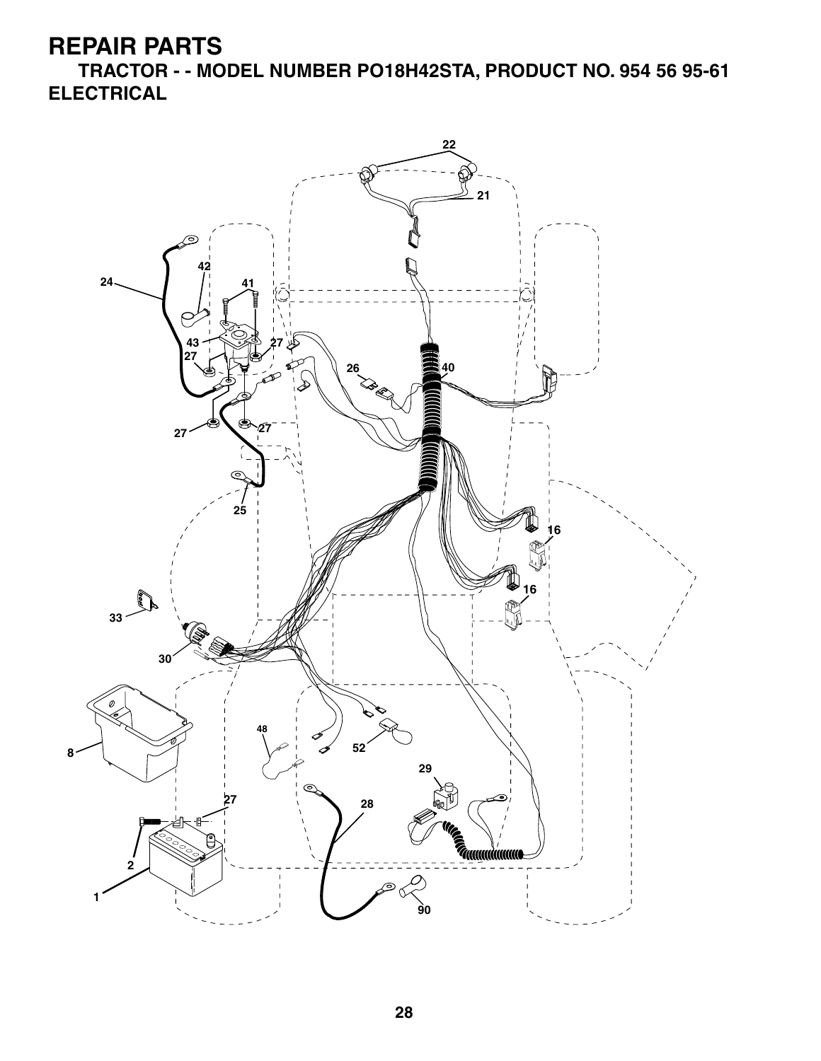# REPAIR PARTS

## TRACTOR - - MODEL NUMBER PO18H42STA, PRODUCT NO. 954 56 95-61

## ELECTRICAL

22
21
42
24
41
43
27
27
26
40
27
27
25
16
16
33
30
8
48
52
29
27
28
2
1
90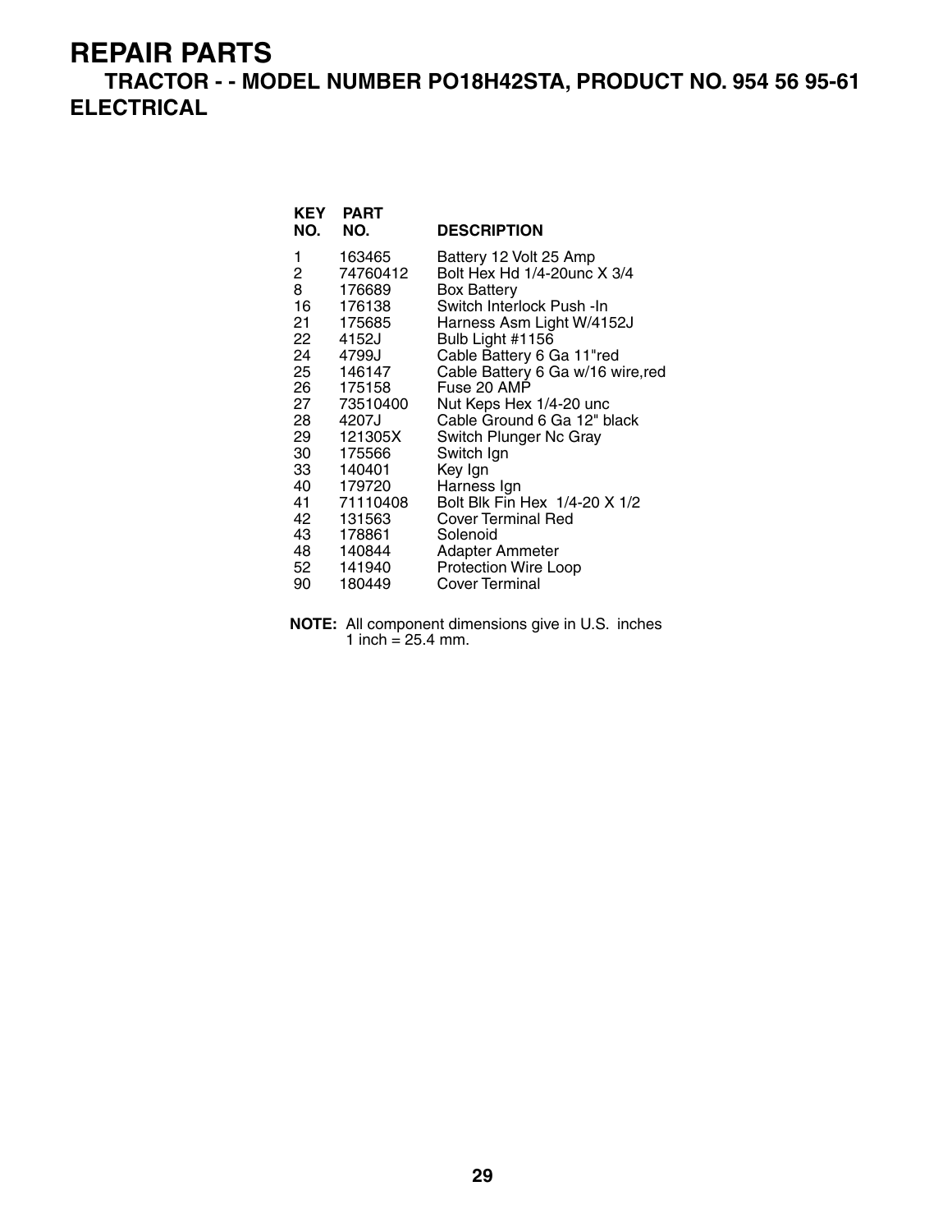# REPAIR PARTS

## TRACTOR - - MODEL NUMBER PO18H42STA, PRODUCT NO. 954 56 95-61

## ELECTRICAL

| KEY NO. | PART NO. | DESCRIPTION |
|---|---|---|
| 1 | 163465 | Battery 12 Volt 25 Amp |
| 2 | 74760412 | Bolt Hex Hd 1/4-20unc X 3/4 |
| 8 | 176689 | Box Battery |
| 16 | 176138 | Switch Interlock Push -In |
| 21 | 175685 | Harness Asm Light W/4152J |
| 22 | 4152J | Bulb Light #1156 |
| 24 | 4799J | Cable Battery 6 Ga 11"red |
| 25 | 146147 | Cable Battery 6 Ga w/16 wire,red |
| 26 | 175158 | Fuse 20 AMP |
| 27 | 73510400 | Nut Keps Hex 1/4-20 unc |
| 28 | 4207J | Cable Ground 6 Ga 12" black |
| 29 | 121305X | Switch Plunger Nc Gray |
| 30 | 175566 | Switch Ign |
| 33 | 140401 | Key Ign |
| 40 | 179720 | Harness Ign |
| 41 | 71110408 | Bolt Blk Fin Hex 1/4-20 X 1/2 |
| 42 | 131563 | Cover Terminal Red |
| 43 | 178861 | Solenoid |
| 48 | 140844 | Adapter Ammeter |
| 52 | 141940 | Protection Wire Loop |
| 90 | 180449 | Cover Terminal |

**NOTE:** All component dimensions give in U.S. inches
1 inch = 25.4 mm.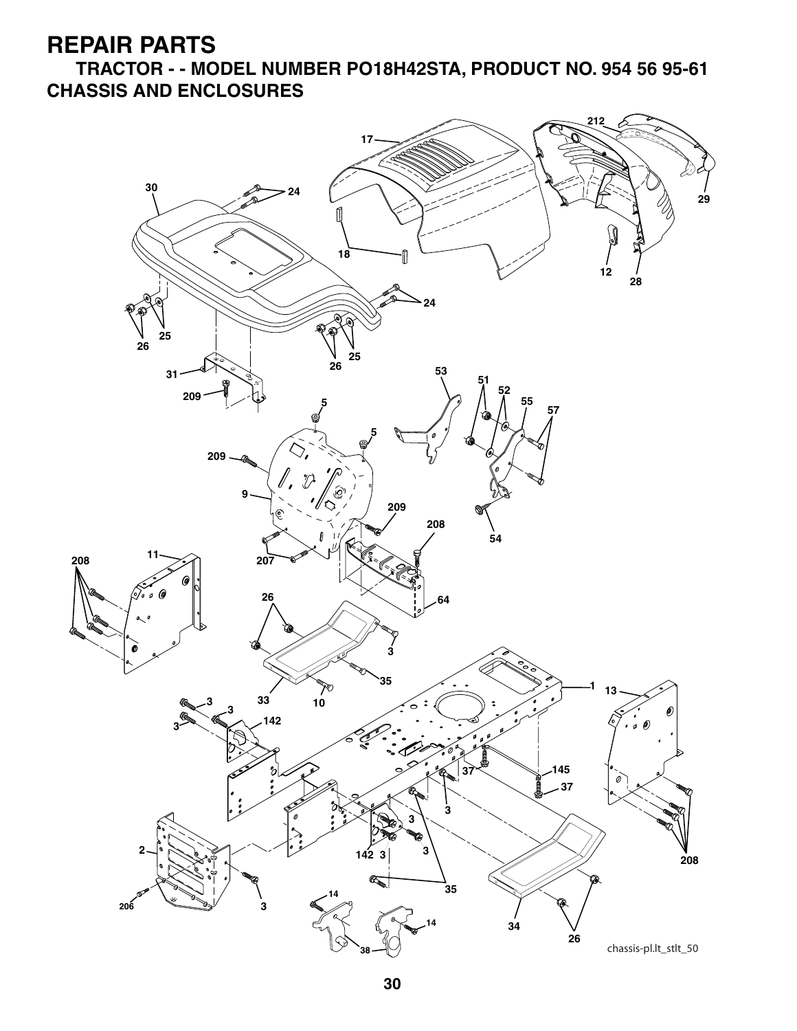# REPAIR PARTS

## TRACTOR - - MODEL NUMBER PO18H42STA, PRODUCT NO. 954 56 95-61

## CHASSIS AND ENCLOSURES

chassis-pl.lt_stlt_50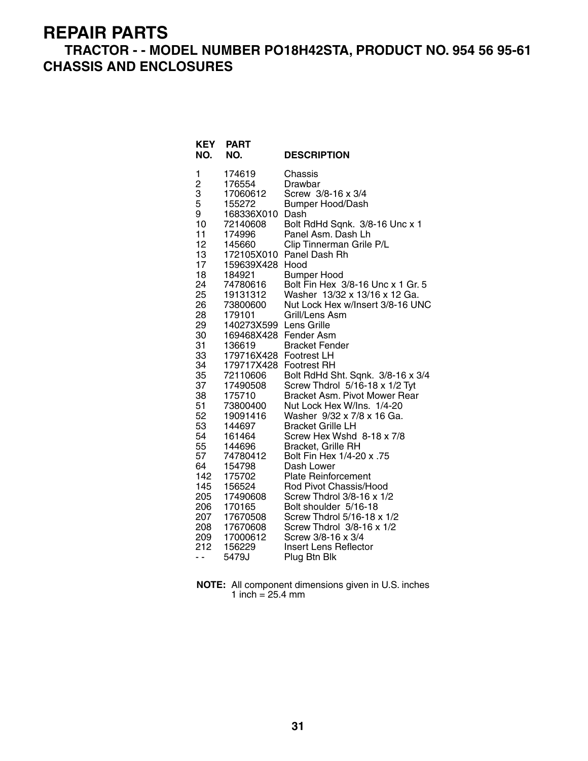# REPAIR PARTS

## TRACTOR - - MODEL NUMBER PO18H42STA, PRODUCT NO. 954 56 95-61

## CHASSIS AND ENCLOSURES

| KEY NO. | PART NO. | DESCRIPTION |
|---|---|---|
| 1 | 174619 | Chassis |
| 2 | 176554 | Drawbar |
| 3 | 17060612 | Screw 3/8-16 x 3/4 |
| 5 | 155272 | Bumper Hood/Dash |
| 9 | 168336X010 | Dash |
| 10 | 72140608 | Bolt RdHd Sqnk. 3/8-16 Unc x 1 |
| 11 | 174996 | Panel Asm. Dash Lh |
| 12 | 145660 | Clip Tinnerman Grile P/L |
| 13 | 172105X010 | Panel Dash Rh |
| 17 | 159639X428 | Hood |
| 18 | 184921 | Bumper Hood |
| 24 | 74780616 | Bolt Fin Hex 3/8-16 Unc x 1 Gr. 5 |
| 25 | 19131312 | Washer 13/32 x 13/16 x 12 Ga. |
| 26 | 73800600 | Nut Lock Hex w/Insert 3/8-16 UNC |
| 28 | 179101 | Grill/Lens Asm |
| 29 | 140273X599 | Lens Grille |
| 30 | 169468X428 | Fender Asm |
| 31 | 136619 | Bracket Fender |
| 33 | 179716X428 | Footrest LH |
| 34 | 179717X428 | Footrest RH |
| 35 | 72110606 | Bolt RdHd Sht. Sqnk. 3/8-16 x 3/4 |
| 37 | 17490508 | Screw Thdrol 5/16-18 x 1/2 Tyt |
| 38 | 175710 | Bracket Asm. Pivot Mower Rear |
| 51 | 73800400 | Nut Lock Hex W/Ins. 1/4-20 |
| 52 | 19091416 | Washer 9/32 x 7/8 x 16 Ga. |
| 53 | 144697 | Bracket Grille LH |
| 54 | 161464 | Screw Hex Wshd 8-18 x 7/8 |
| 55 | 144696 | Bracket, Grille RH |
| 57 | 74780412 | Bolt Fin Hex 1/4-20 x .75 |
| 64 | 154798 | Dash Lower |
| 142 | 175702 | Plate Reinforcement |
| 145 | 156524 | Rod Pivot Chassis/Hood |
| 205 | 17490608 | Screw Thdrol 3/8-16 x 1/2 |
| 206 | 170165 | Bolt shoulder 5/16-18 |
| 207 | 17670508 | Screw Thdrol 5/16-18 x 1/2 |
| 208 | 17670608 | Screw Thdrol 3/8-16 x 1/2 |
| 209 | 17000612 | Screw 3/8-16 x 3/4 |
| 212 | 156229 | Insert Lens Reflector |
| - - | 5479J | Plug Btn Blk |

**NOTE:** All component dimensions given in U.S. inches
1 inch = 25.4 mm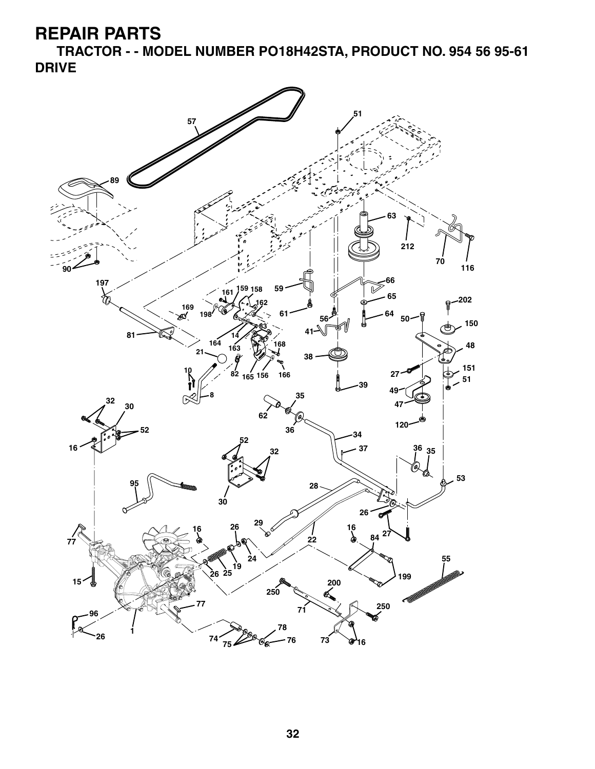# REPAIR PARTS

## TRACTOR - - MODEL NUMBER PO18H42STA, PRODUCT NO. 954 56 95-61

## DRIVE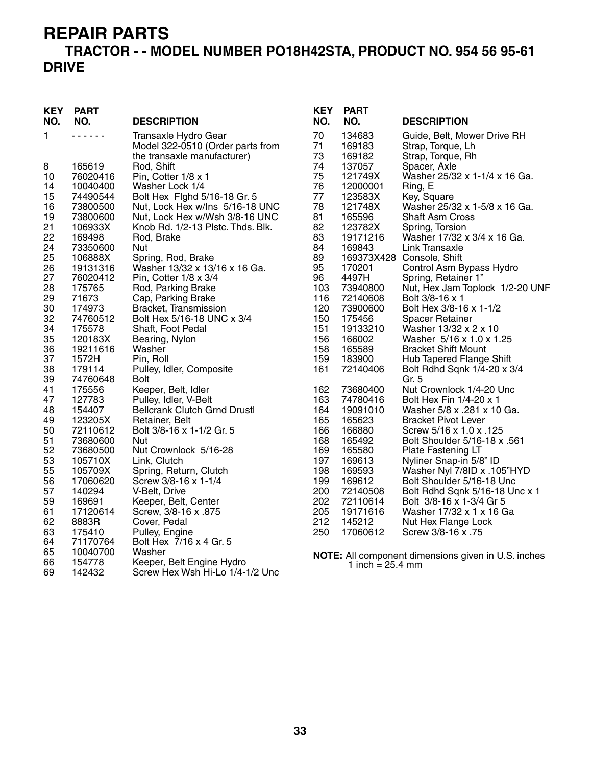# REPAIR PARTS

## TRACTOR - - MODEL NUMBER PO18H42STA, PRODUCT NO. 954 56 95-61

## DRIVE

| KEY NO. | PART NO. | DESCRIPTION |
|---|---|---|
| 1 | - - - - - - | Transaxle Hydro Gear Model 322-0510 (Order parts from the transaxle manufacturer) |
| 8 | 165619 | Rod, Shift |
| 10 | 76020416 | Pin, Cotter 1/8 x 1 |
| 14 | 10040400 | Washer Lock 1/4 |
| 15 | 74490544 | Bolt Hex Flghd 5/16-18 Gr. 5 |
| 16 | 73800500 | Nut, Lock Hex w/Ins 5/16-18 UNC |
| 19 | 73800600 | Nut, Lock Hex w/Wsh 3/8-16 UNC |
| 21 | 106933X | Knob Rd. 1/2-13 Plstc. Thds. Blk. |
| 22 | 169498 | Rod, Brake |
| 24 | 73350600 | Nut |
| 25 | 106888X | Spring, Rod, Brake |
| 26 | 19131316 | Washer 13/32 x 13/16 x 16 Ga. |
| 27 | 76020412 | Pin, Cotter 1/8 x 3/4 |
| 28 | 175765 | Rod, Parking Brake |
| 29 | 71673 | Cap, Parking Brake |
| 30 | 174973 | Bracket, Transmission |
| 32 | 74760512 | Bolt Hex 5/16-18 UNC x 3/4 |
| 34 | 175578 | Shaft, Foot Pedal |
| 35 | 120183X | Bearing, Nylon |
| 36 | 19211616 | Washer |
| 37 | 1572H | Pin, Roll |
| 38 | 179114 | Pulley, Idler, Composite |
| 39 | 74760648 | Bolt |
| 41 | 175556 | Keeper, Belt, Idler |
| 47 | 127783 | Pulley, Idler, V-Belt |
| 48 | 154407 | Bellcrank Clutch Grnd Drustl |
| 49 | 123205X | Retainer, Belt |
| 50 | 72110612 | Bolt 3/8-16 x 1-1/2 Gr. 5 |
| 51 | 73680600 | Nut |
| 52 | 73680500 | Nut Crownlock 5/16-28 |
| 53 | 105710X | Link, Clutch |
| 55 | 105709X | Spring, Return, Clutch |
| 56 | 17060620 | Screw 3/8-16 x 1-1/4 |
| 57 | 140294 | V-Belt, Drive |
| 59 | 169691 | Keeper, Belt, Center |
| 61 | 17120614 | Screw, 3/8-16 x .875 |
| 62 | 8883R | Cover, Pedal |
| 63 | 175410 | Pulley, Engine |
| 64 | 71170764 | Bolt Hex 7/16 x 4 Gr. 5 |
| 65 | 10040700 | Washer |
| 66 | 154778 | Keeper, Belt Engine Hydro |
| 69 | 142432 | Screw Hex Wsh Hi-Lo 1/4-1/2 Unc |
| 70 | 134683 | Guide, Belt, Mower Drive RH |
| 71 | 169183 | Strap, Torque, Lh |
| 73 | 169182 | Strap, Torque, Rh |
| 74 | 137057 | Spacer, Axle |
| 75 | 121749X | Washer 25/32 x 1-1/4 x 16 Ga. |
| 76 | 12000001 | Ring, E |
| 77 | 123583X | Key, Square |
| 78 | 121748X | Washer 25/32 x 1-5/8 x 16 Ga. |
| 81 | 165596 | Shaft Asm Cross |
| 82 | 123782X | Spring, Torsion |
| 83 | 19171216 | Washer 17/32 x 3/4 x 16 Ga. |
| 84 | 169843 | Link Transaxle |
| 89 | 169373X428 | Console, Shift |
| 95 | 170201 | Control Asm Bypass Hydro |
| 96 | 4497H | Spring, Retainer 1” |
| 103 | 73940800 | Nut, Hex Jam Toplock 1/2-20 UNF |
| 116 | 72140608 | Bolt 3/8-16 x 1 |
| 120 | 73900600 | Bolt Hex 3/8-16 x 1-1/2 |
| 150 | 175456 | Spacer Retainer |
| 151 | 19133210 | Washer 13/32 x 2 x 10 |
| 156 | 166002 | Washer 5/16 x 1.0 x 1.25 |
| 158 | 165589 | Bracket Shift Mount |
| 159 | 183900 | Hub Tapered Flange Shift |
| 161 | 72140406 | Bolt Rdhd Sqnk 1/4-20 x 3/4 Gr. 5 |
| 162 | 73680400 | Nut Crownlock 1/4-20 Unc |
| 163 | 74780416 | Bolt Hex Fin 1/4-20 x 1 |
| 164 | 19091010 | Washer 5/8 x .281 x 10 Ga. |
| 165 | 165623 | Bracket Pivot Lever |
| 166 | 166880 | Screw 5/16 x 1.0 x .125 |
| 168 | 165492 | Bolt Shoulder 5/16-18 x .561 |
| 169 | 165580 | Plate Fastening LT |
| 197 | 169613 | Nyliner Snap-in 5/8” ID |
| 198 | 169593 | Washer Nyl 7/8ID x .105”HYD |
| 199 | 169612 | Bolt Shoulder 5/16-18 Unc |
| 200 | 72140508 | Bolt Rdhd Sqnk 5/16-18 Unc x 1 |
| 202 | 72110614 | Bolt 3/8-16 x 1-3/4 Gr 5 |
| 205 | 19171616 | Washer 17/32 x 1 x 16 Ga |
| 212 | 145212 | Nut Hex Flange Lock |
| 250 | 17060612 | Screw 3/8-16 x .75 |

**NOTE:** All component dimensions given in U.S. inches
1 inch = 25.4 mm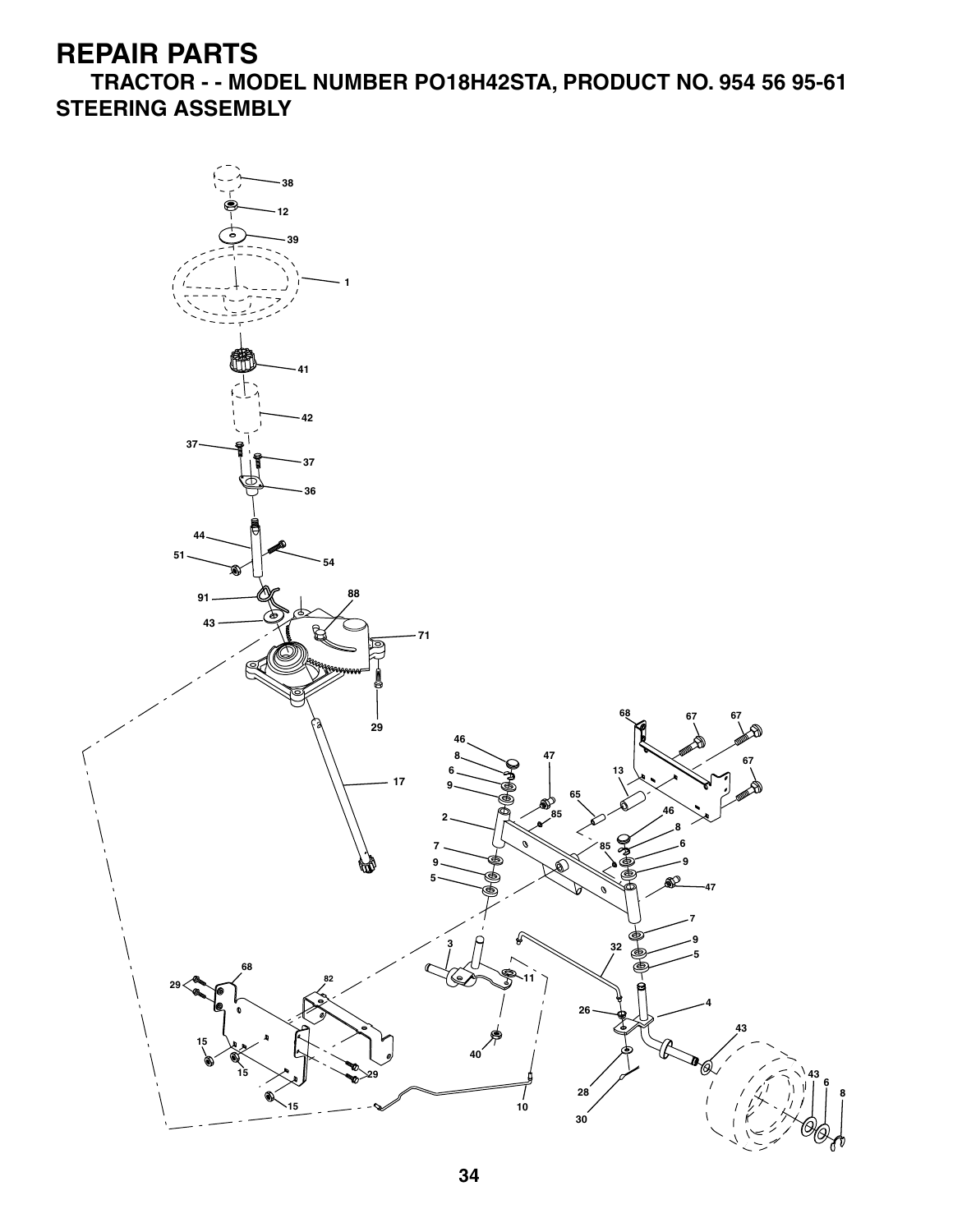# REPAIR PARTS

## TRACTOR - - MODEL NUMBER PO18H42STA, PRODUCT NO. 954 56 95-61

## STEERING ASSEMBLY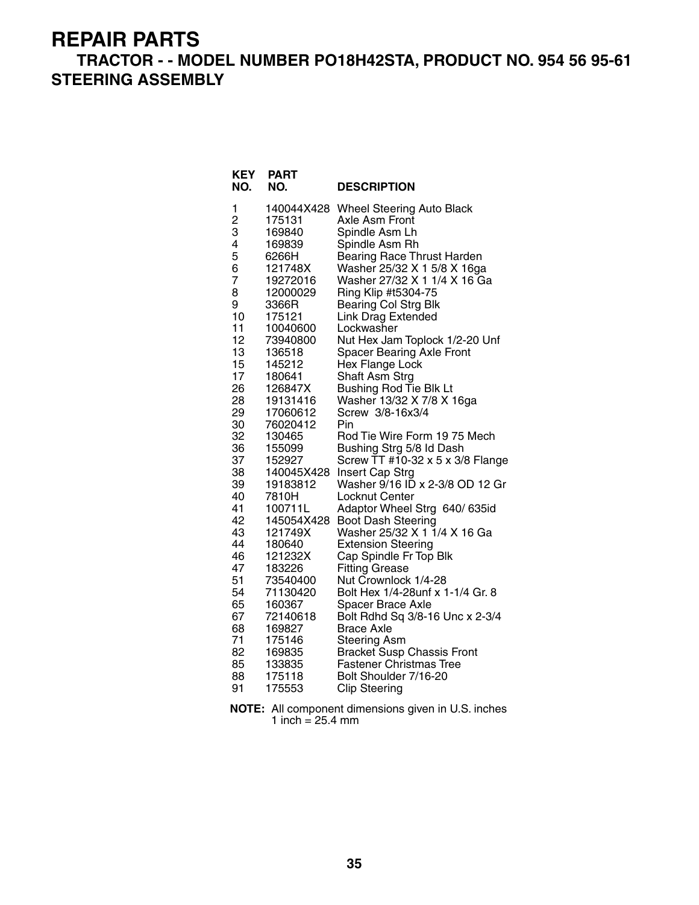# REPAIR PARTS

## TRACTOR - - MODEL NUMBER PO18H42STA, PRODUCT NO. 954 56 95-61

## STEERING ASSEMBLY

| KEY NO. | PART NO. | DESCRIPTION |
|---|---|---|
| 1 | 140044X428 | Wheel Steering Auto Black |
| 2 | 175131 | Axle Asm Front |
| 3 | 169840 | Spindle Asm Lh |
| 4 | 169839 | Spindle Asm Rh |
| 5 | 6266H | Bearing Race Thrust Harden |
| 6 | 121748X | Washer 25/32 X 1 5/8 X 16ga |
| 7 | 19272016 | Washer 27/32 X 1 1/4 X 16 Ga |
| 8 | 12000029 | Ring Klip #t5304-75 |
| 9 | 3366R | Bearing Col Strg Blk |
| 10 | 175121 | Link Drag Extended |
| 11 | 10040600 | Lockwasher |
| 12 | 73940800 | Nut Hex Jam Toplock 1/2-20 Unf |
| 13 | 136518 | Spacer Bearing Axle Front |
| 15 | 145212 | Hex Flange Lock |
| 17 | 180641 | Shaft Asm Strg |
| 26 | 126847X | Bushing Rod Tie Blk Lt |
| 28 | 19131416 | Washer 13/32 X 7/8 X 16ga |
| 29 | 17060612 | Screw 3/8-16x3/4 |
| 30 | 76020412 | Pin |
| 32 | 130465 | Rod Tie Wire Form 19 75 Mech |
| 36 | 155099 | Bushing Strg 5/8 Id Dash |
| 37 | 152927 | Screw TT #10-32 x 5 x 3/8 Flange |
| 38 | 140045X428 | Insert Cap Strg |
| 39 | 19183812 | Washer 9/16 ID x 2-3/8 OD 12 Gr |
| 40 | 7810H | Locknut Center |
| 41 | 100711L | Adaptor Wheel Strg 640/ 635id |
| 42 | 145054X428 | Boot Dash Steering |
| 43 | 121749X | Washer 25/32 X 1 1/4 X 16 Ga |
| 44 | 180640 | Extension Steering |
| 46 | 121232X | Cap Spindle Fr Top Blk |
| 47 | 183226 | Fitting Grease |
| 51 | 73540400 | Nut Crownlock 1/4-28 |
| 54 | 71130420 | Bolt Hex 1/4-28unf x 1-1/4 Gr. 8 |
| 65 | 160367 | Spacer Brace Axle |
| 67 | 72140618 | Bolt Rdhd Sq 3/8-16 Unc x 2-3/4 |
| 68 | 169827 | Brace Axle |
| 71 | 175146 | Steering Asm |
| 82 | 169835 | Bracket Susp Chassis Front |
| 85 | 133835 | Fastener Christmas Tree |
| 88 | 175118 | Bolt Shoulder 7/16-20 |
| 91 | 175553 | Clip Steering |

**NOTE:** All component dimensions given in U.S. inches
1 inch = 25.4 mm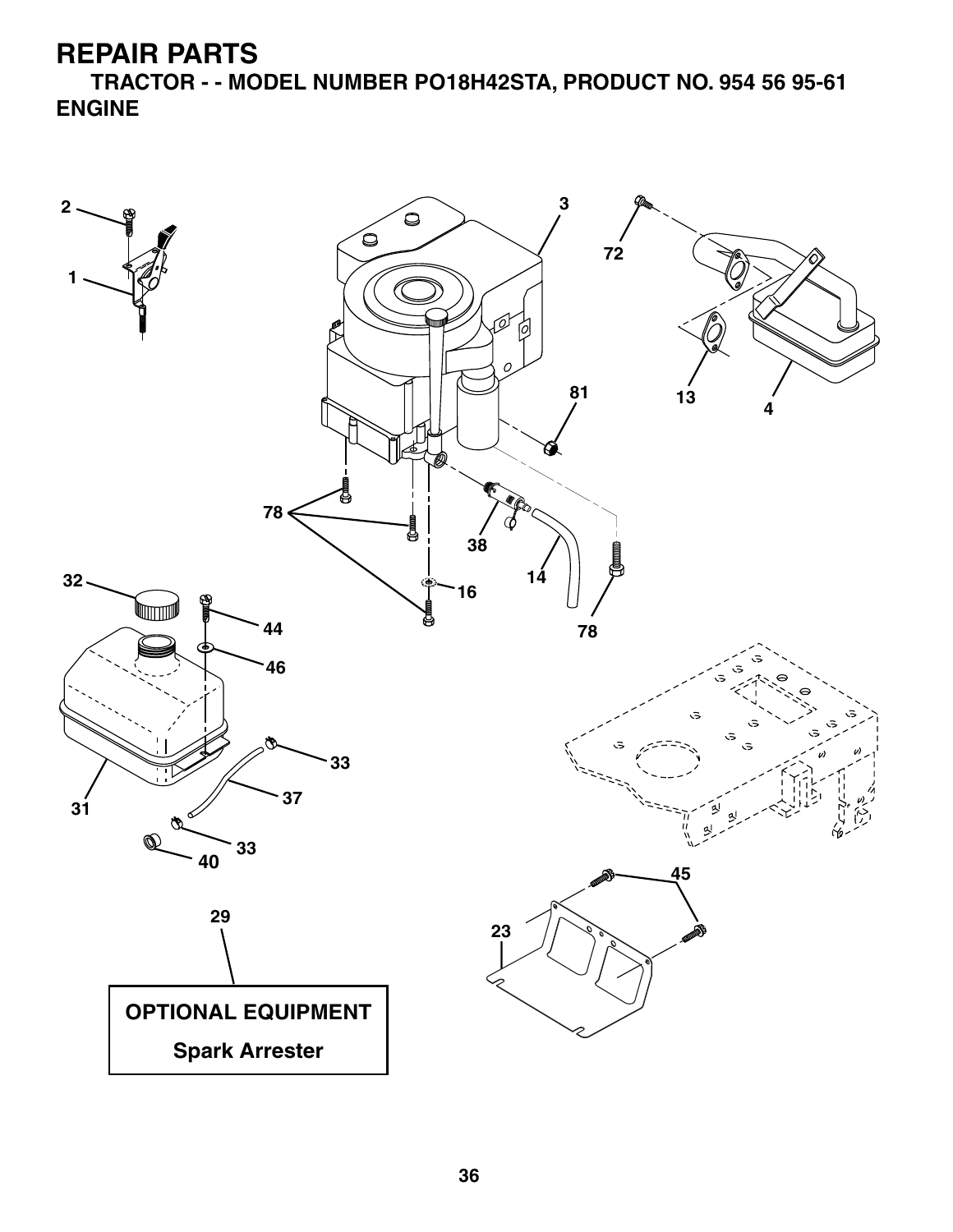# REPAIR PARTS

## TRACTOR - - MODEL NUMBER PO18H42STA, PRODUCT NO. 954 56 95-61

## ENGINE

2

1

3

72

81

13

4

78

38

14

16

78

32

44

46

33

31

37

33

40

45

29

23

**OPTIONAL EQUIPMENT**

**Spark Arrester**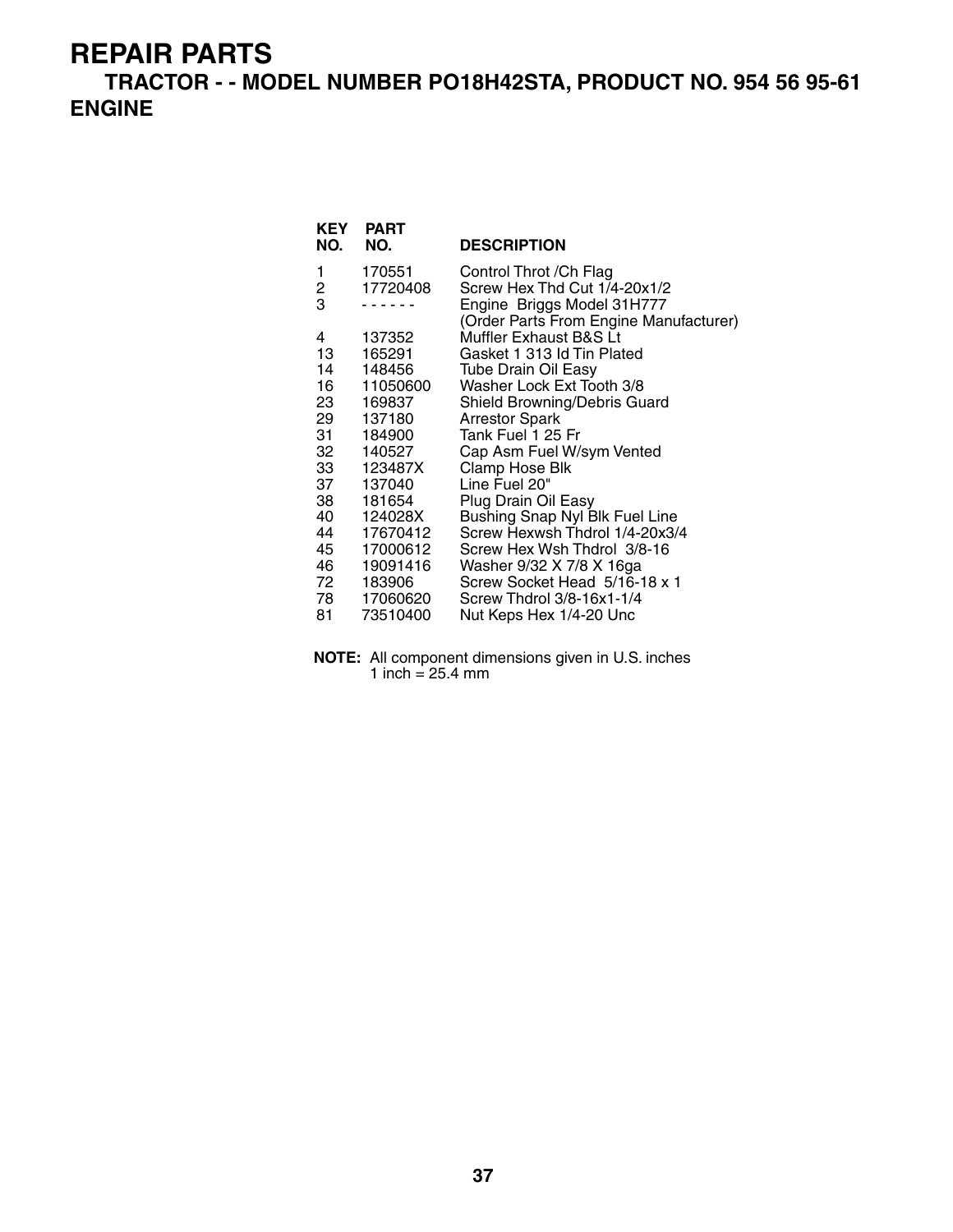# REPAIR PARTS

## TRACTOR - - MODEL NUMBER PO18H42STA, PRODUCT NO. 954 56 95-61

## ENGINE

| KEY NO. | PART NO. | DESCRIPTION |
|---|---|---|
| 1 | 170551 | Control Throt /Ch Flag |
| 2 | 17720408 | Screw Hex Thd Cut 1/4-20x1/2 |
| 3 | - - - - - - | Engine Briggs Model 31H777 (Order Parts From Engine Manufacturer) |
| 4 | 137352 | Muffler Exhaust B&S Lt |
| 13 | 165291 | Gasket 1 313 Id Tin Plated |
| 14 | 148456 | Tube Drain Oil Easy |
| 16 | 11050600 | Washer Lock Ext Tooth 3/8 |
| 23 | 169837 | Shield Browning/Debris Guard |
| 29 | 137180 | Arrestor Spark |
| 31 | 184900 | Tank Fuel 1 25 Fr |
| 32 | 140527 | Cap Asm Fuel W/sym Vented |
| 33 | 123487X | Clamp Hose Blk |
| 37 | 137040 | Line Fuel 20" |
| 38 | 181654 | Plug Drain Oil Easy |
| 40 | 124028X | Bushing Snap Nyl Blk Fuel Line |
| 44 | 17670412 | Screw Hexwsh Thdrol 1/4-20x3/4 |
| 45 | 17000612 | Screw Hex Wsh Thdrol 3/8-16 |
| 46 | 19091416 | Washer 9/32 X 7/8 X 16ga |
| 72 | 183906 | Screw Socket Head 5/16-18 x 1 |
| 78 | 17060620 | Screw Thdrol 3/8-16x1-1/4 |
| 81 | 73510400 | Nut Keps Hex 1/4-20 Unc |

**NOTE:** All component dimensions given in U.S. inches
1 inch = 25.4 mm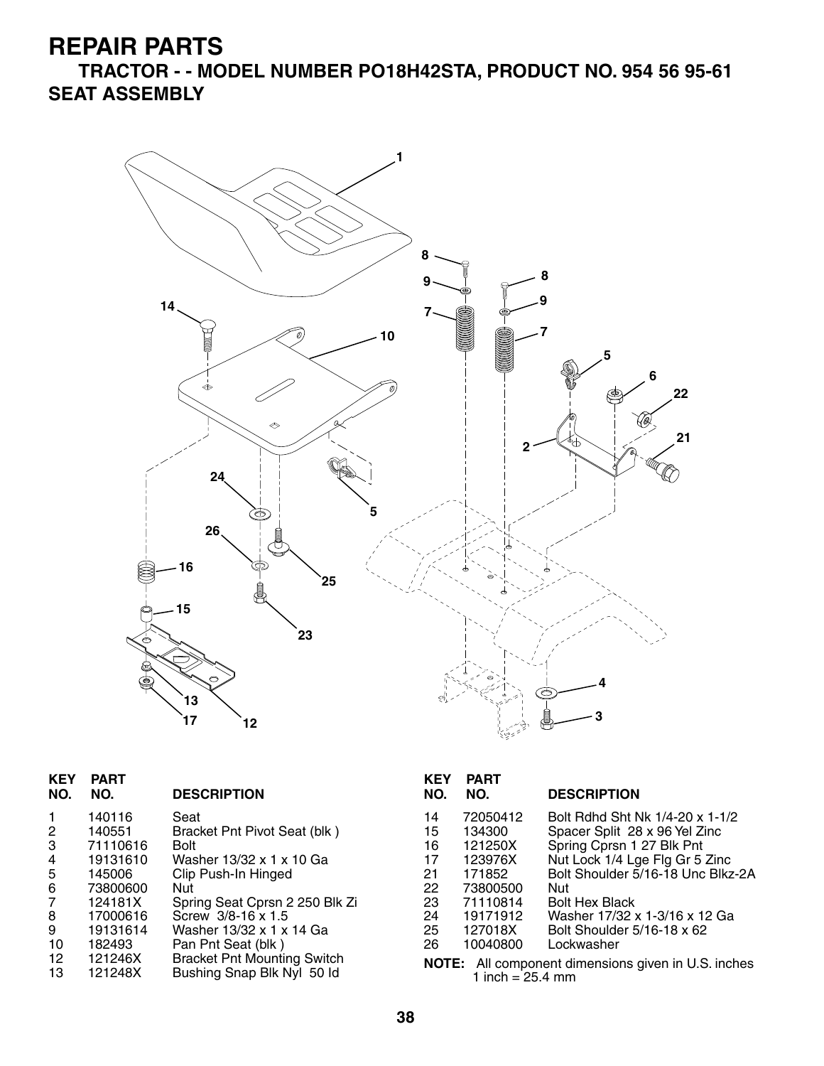# REPAIR PARTS

## TRACTOR - - MODEL NUMBER PO18H42STA, PRODUCT NO. 954 56 95-61

## SEAT ASSEMBLY

| KEY NO. | PART NO. | DESCRIPTION |
|---|---|---|
| 1 | 140116 | Seat |
| 2 | 140551 | Bracket Pnt Pivot Seat (blk ) |
| 3 | 71110616 | Bolt |
| 4 | 19131610 | Washer 13/32 x 1 x 10 Ga |
| 5 | 145006 | Clip Push-In Hinged |
| 6 | 73800600 | Nut |
| 7 | 124181X | Spring Seat Cprsn 2 250 Blk Zi |
| 8 | 17000616 | Screw 3/8-16 x 1.5 |
| 9 | 19131614 | Washer 13/32 x 1 x 14 Ga |
| 10 | 182493 | Pan Pnt Seat (blk ) |
| 12 | 121246X | Bracket Pnt Mounting Switch |
| 13 | 121248X | Bushing Snap Blk Nyl 50 Id |
| 14 | 72050412 | Bolt Rdhd Sht Nk 1/4-20 x 1-1/2 |
| 15 | 134300 | Spacer Split 28 x 96 Yel Zinc |
| 16 | 121250X | Spring Cprsn 1 27 Blk Pnt |
| 17 | 123976X | Nut Lock 1/4 Lge Flg Gr 5 Zinc |
| 21 | 171852 | Bolt Shoulder 5/16-18 Unc Blkz-2A |
| 22 | 73800500 | Nut |
| 23 | 71110814 | Bolt Hex Black |
| 24 | 19171912 | Washer 17/32 x 1-3/16 x 12 Ga |
| 25 | 127018X | Bolt Shoulder 5/16-18 x 62 |
| 26 | 10040800 | Lockwasher |

**NOTE:** All component dimensions given in U.S. inches
1 inch = 25.4 mm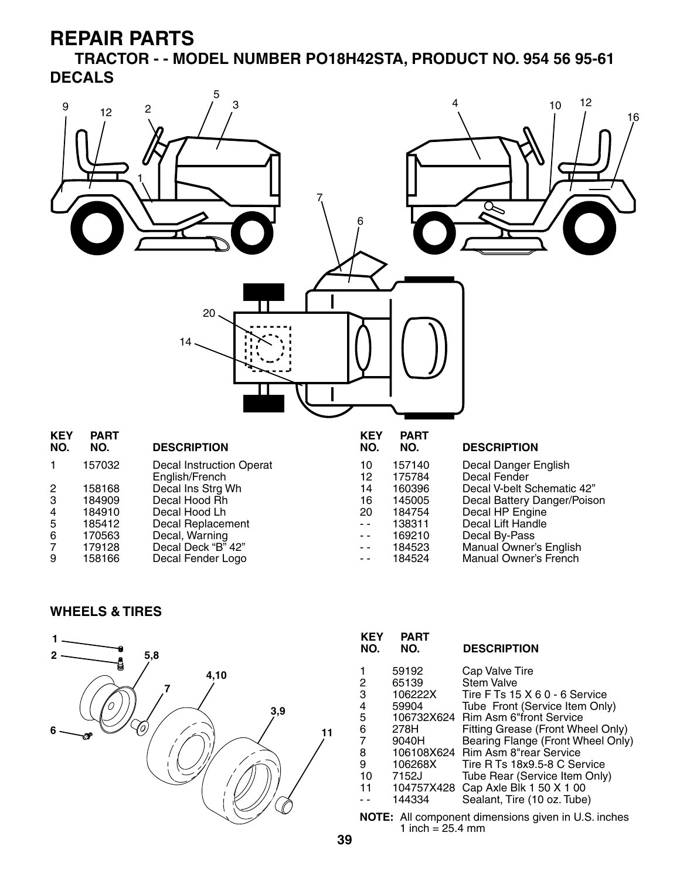# REPAIR PARTS

## TRACTOR - - MODEL NUMBER PO18H42STA, PRODUCT NO. 954 56 95-61

### DECALS

| KEY NO. | PART NO. | DESCRIPTION |
|---|---|---|
| 1 | 157032 | Decal Instruction Operat English/French |
| 2 | 158168 | Decal Ins Strg Wh |
| 3 | 184909 | Decal Hood Rh |
| 4 | 184910 | Decal Hood Lh |
| 5 | 185412 | Decal Replacement |
| 6 | 170563 | Decal, Warning |
| 7 | 179128 | Decal Deck "B" 42" |
| 9 | 158166 | Decal Fender Logo |
| 10 | 157140 | Decal Danger English |
| 12 | 175784 | Decal Fender |
| 14 | 160396 | Decal V-belt Schematic 42" |
| 16 | 145005 | Decal Battery Danger/Poison |
| 20 | 184754 | Decal HP Engine |
| - - | 138311 | Decal Lift Handle |
| - - | 169210 | Decal By-Pass |
| - - | 184523 | Manual Owner's English |
| - - | 184524 | Manual Owner's French |

### WHEELS & TIRES

| KEY NO. | PART NO. | DESCRIPTION |
|---|---|---|
| 1 | 59192 | Cap Valve Tire |
| 2 | 65139 | Stem Valve |
| 3 | 106222X | Tire F Ts 15 X 6 0 - 6 Service |
| 4 | 59904 | Tube Front (Service Item Only) |
| 5 | 106732X624 | Rim Asm 6"front Service |
| 6 | 278H | Fitting Grease (Front Wheel Only) |
| 7 | 9040H | Bearing Flange (Front Wheel Only) |
| 8 | 106108X624 | Rim Asm 8"rear Service |
| 9 | 106268X | Tire R Ts 18x9.5-8 C Service |
| 10 | 7152J | Tube Rear (Service Item Only) |
| 11 | 104757X428 | Cap Axle Blk 1 50 X 1 00 |
| - - | 144334 | Sealant, Tire (10 oz. Tube) |

**NOTE:** All component dimensions given in U.S. inches
1 inch = 25.4 mm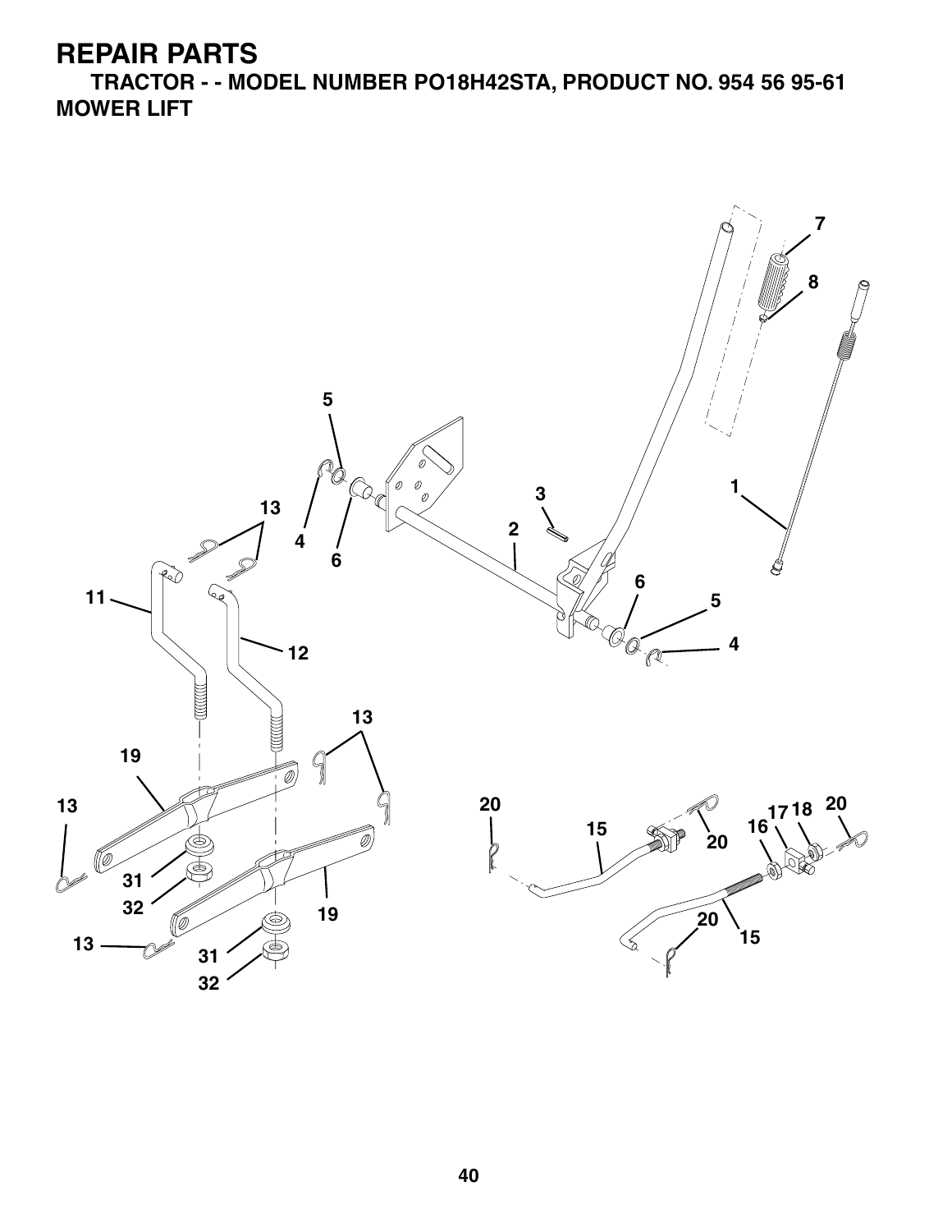# REPAIR PARTS

**TRACTOR - - MODEL NUMBER PO18H42STA, PRODUCT NO. 954 56 95-61**

**MOWER LIFT**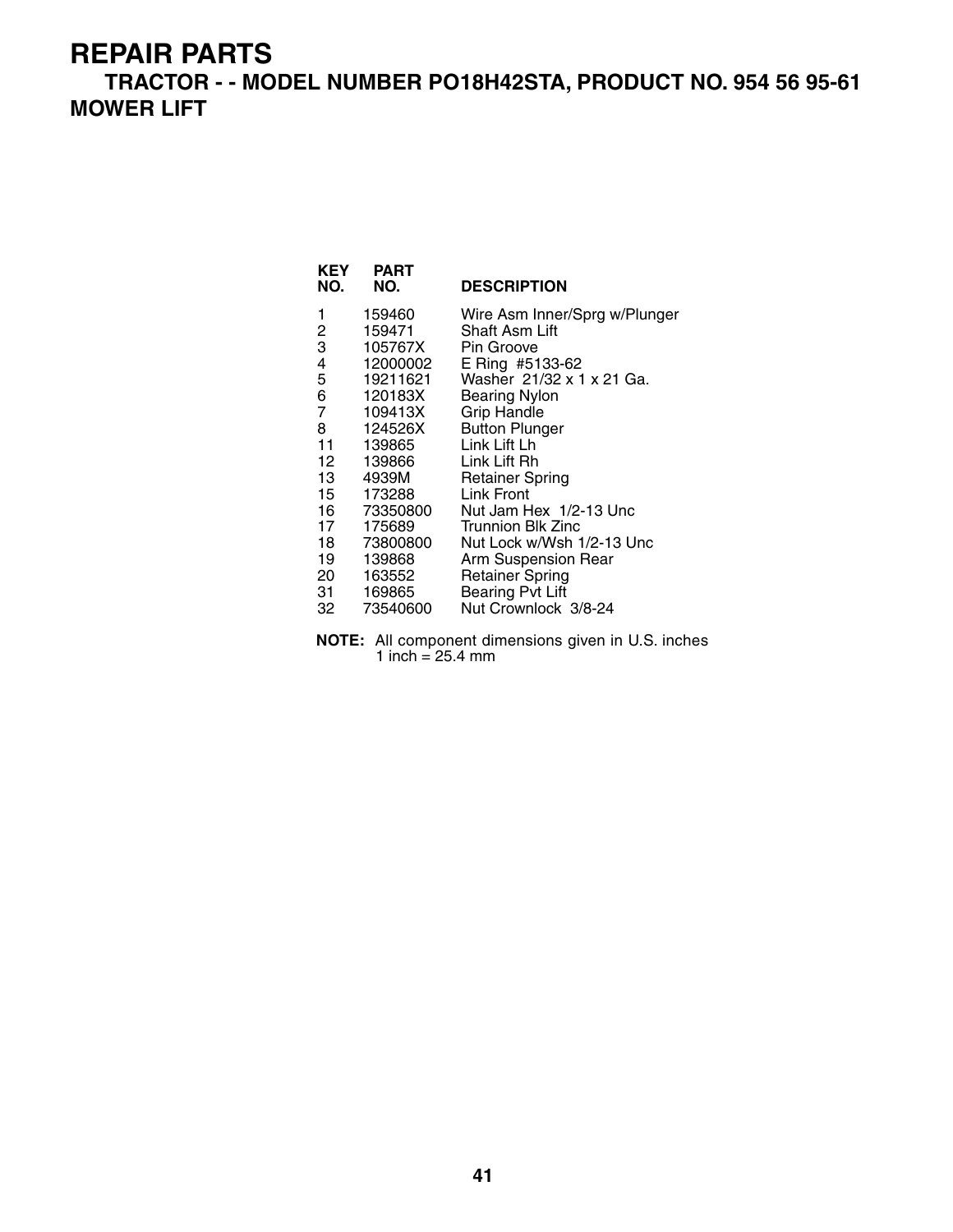# REPAIR PARTS

## TRACTOR - - MODEL NUMBER PO18H42STA, PRODUCT NO. 954 56 95-61

## MOWER LIFT

| KEY NO. | PART NO. | DESCRIPTION |
|---|---|---|
| 1 | 159460 | Wire Asm Inner/Sprg w/Plunger |
| 2 | 159471 | Shaft Asm Lift |
| 3 | 105767X | Pin Groove |
| 4 | 12000002 | E Ring #5133-62 |
| 5 | 19211621 | Washer 21/32 x 1 x 21 Ga. |
| 6 | 120183X | Bearing Nylon |
| 7 | 109413X | Grip Handle |
| 8 | 124526X | Button Plunger |
| 11 | 139865 | Link Lift Lh |
| 12 | 139866 | Link Lift Rh |
| 13 | 4939M | Retainer Spring |
| 15 | 173288 | Link Front |
| 16 | 73350800 | Nut Jam Hex 1/2-13 Unc |
| 17 | 175689 | Trunnion Blk Zinc |
| 18 | 73800800 | Nut Lock w/Wsh 1/2-13 Unc |
| 19 | 139868 | Arm Suspension Rear |
| 20 | 163552 | Retainer Spring |
| 31 | 169865 | Bearing Pvt Lift |
| 32 | 73540600 | Nut Crownlock 3/8-24 |

**NOTE:** All component dimensions given in U.S. inches
1 inch = 25.4 mm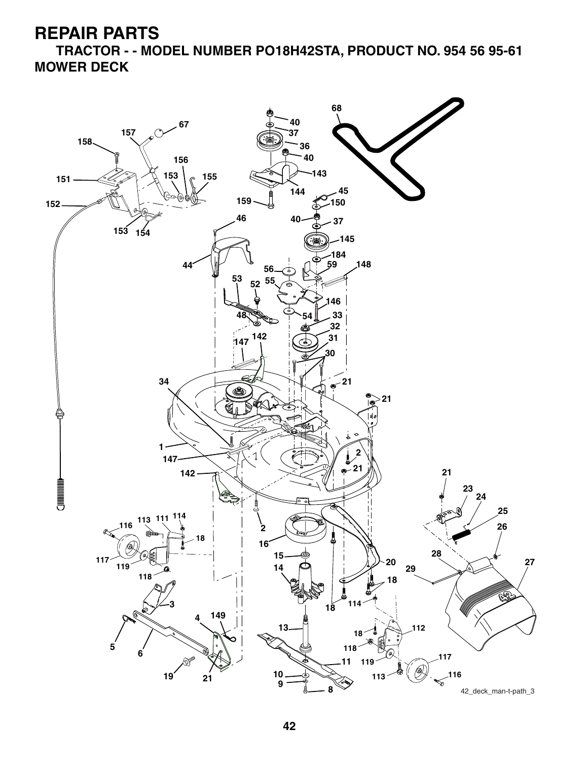# REPAIR PARTS

## TRACTOR - - MODEL NUMBER PO18H42STA, PRODUCT NO. 954 56 95-61

## MOWER DECK

42_deck_man-t-path_3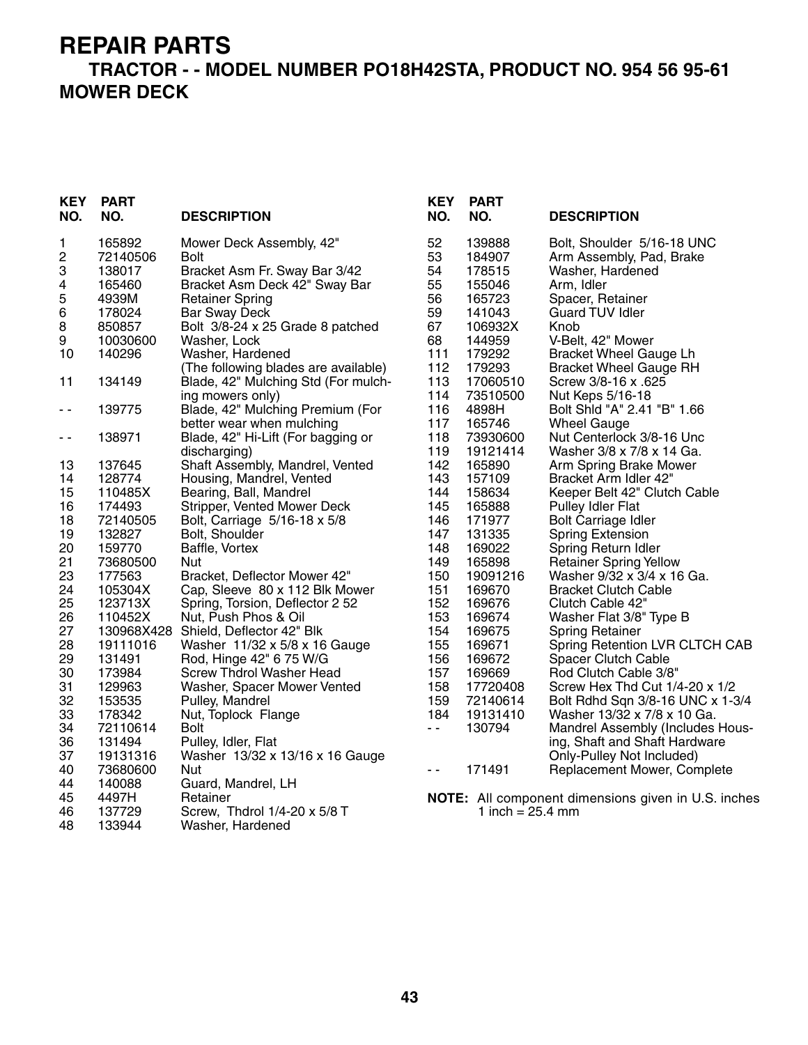# REPAIR PARTS

## TRACTOR - - MODEL NUMBER PO18H42STA, PRODUCT NO. 954 56 95-61

## MOWER DECK

| KEY NO. | PART NO. | DESCRIPTION |
|---|---|---|
| 1 | 165892 | Mower Deck Assembly, 42" |
| 2 | 72140506 | Bolt |
| 3 | 138017 | Bracket Asm Fr. Sway Bar 3/42 |
| 4 | 165460 | Bracket Asm Deck 42" Sway Bar |
| 5 | 4939M | Retainer Spring |
| 6 | 178024 | Bar Sway Deck |
| 8 | 850857 | Bolt 3/8-24 x 25 Grade 8 patched |
| 9 | 10030600 | Washer, Lock |
| 10 | 140296 | Washer, Hardened (The following blades are available) |
| 11 | 134149 | Blade, 42" Mulching Std (For mulching mowers only) |
| - - | 139775 | Blade, 42" Mulching Premium (For better wear when mulching |
| - - | 138971 | Blade, 42" Hi-Lift (For bagging or discharging) |
| 13 | 137645 | Shaft Assembly, Mandrel, Vented |
| 14 | 128774 | Housing, Mandrel, Vented |
| 15 | 110485X | Bearing, Ball, Mandrel |
| 16 | 174493 | Stripper, Vented Mower Deck |
| 18 | 72140505 | Bolt, Carriage 5/16-18 x 5/8 |
| 19 | 132827 | Bolt, Shoulder |
| 20 | 159770 | Baffle, Vortex |
| 21 | 73680500 | Nut |
| 23 | 177563 | Bracket, Deflector Mower 42" |
| 24 | 105304X | Cap, Sleeve 80 x 112 Blk Mower |
| 25 | 123713X | Spring, Torsion, Deflector 2 52 |
| 26 | 110452X | Nut, Push Phos & Oil |
| 27 | 130968X428 | Shield, Deflector 42" Blk |
| 28 | 19111016 | Washer 11/32 x 5/8 x 16 Gauge |
| 29 | 131491 | Rod, Hinge 42" 6 75 W/G |
| 30 | 173984 | Screw Thdrol Washer Head |
| 31 | 129963 | Washer, Spacer Mower Vented |
| 32 | 153535 | Pulley, Mandrel |
| 33 | 178342 | Nut, Toplock Flange |
| 34 | 72110614 | Bolt |
| 36 | 131494 | Pulley, Idler, Flat |
| 37 | 19131316 | Washer 13/32 x 13/16 x 16 Gauge |
| 40 | 73680600 | Nut |
| 44 | 140088 | Guard, Mandrel, LH |
| 45 | 4497H | Retainer |
| 46 | 137729 | Screw, Thdrol 1/4-20 x 5/8 T |
| 48 | 133944 | Washer, Hardened |
| 52 | 139888 | Bolt, Shoulder 5/16-18 UNC |
| 53 | 184907 | Arm Assembly, Pad, Brake |
| 54 | 178515 | Washer, Hardened |
| 55 | 155046 | Arm, Idler |
| 56 | 165723 | Spacer, Retainer |
| 59 | 141043 | Guard TUV Idler |
| 67 | 106932X | Knob |
| 68 | 144959 | V-Belt, 42" Mower |
| 111 | 179292 | Bracket Wheel Gauge Lh |
| 112 | 179293 | Bracket Wheel Gauge RH |
| 113 | 17060510 | Screw 3/8-16 x .625 |
| 114 | 73510500 | Nut Keps 5/16-18 |
| 116 | 4898H | Bolt Shld "A" 2.41 "B" 1.66 |
| 117 | 165746 | Wheel Gauge |
| 118 | 73930600 | Nut Centerlock 3/8-16 Unc |
| 119 | 19121414 | Washer 3/8 x 7/8 x 14 Ga. |
| 142 | 165890 | Arm Spring Brake Mower |
| 143 | 157109 | Bracket Arm Idler 42" |
| 144 | 158634 | Keeper Belt 42" Clutch Cable |
| 145 | 165888 | Pulley Idler Flat |
| 146 | 171977 | Bolt Carriage Idler |
| 147 | 131335 | Spring Extension |
| 148 | 169022 | Spring Return Idler |
| 149 | 165898 | Retainer Spring Yellow |
| 150 | 19091216 | Washer 9/32 x 3/4 x 16 Ga. |
| 151 | 169670 | Bracket Clutch Cable |
| 152 | 169676 | Clutch Cable 42" |
| 153 | 169674 | Washer Flat 3/8" Type B |
| 154 | 169675 | Spring Retainer |
| 155 | 169671 | Spring Retention LVR CLTCH CAB |
| 156 | 169672 | Spacer Clutch Cable |
| 157 | 169669 | Rod Clutch Cable 3/8" |
| 158 | 17720408 | Screw Hex Thd Cut 1/4-20 x 1/2 |
| 159 | 72140614 | Bolt Rdhd Sqn 3/8-16 UNC x 1-3/4 |
| 184 | 19131410 | Washer 13/32 x 7/8 x 10 Ga. |
| - - | 130794 | Mandrel Assembly (Includes Housing, Shaft and Shaft Hardware Only-Pulley Not Included) |
| - - | 171491 | Replacement Mower, Complete |

**NOTE:** All component dimensions given in U.S. inches
1 inch = 25.4 mm